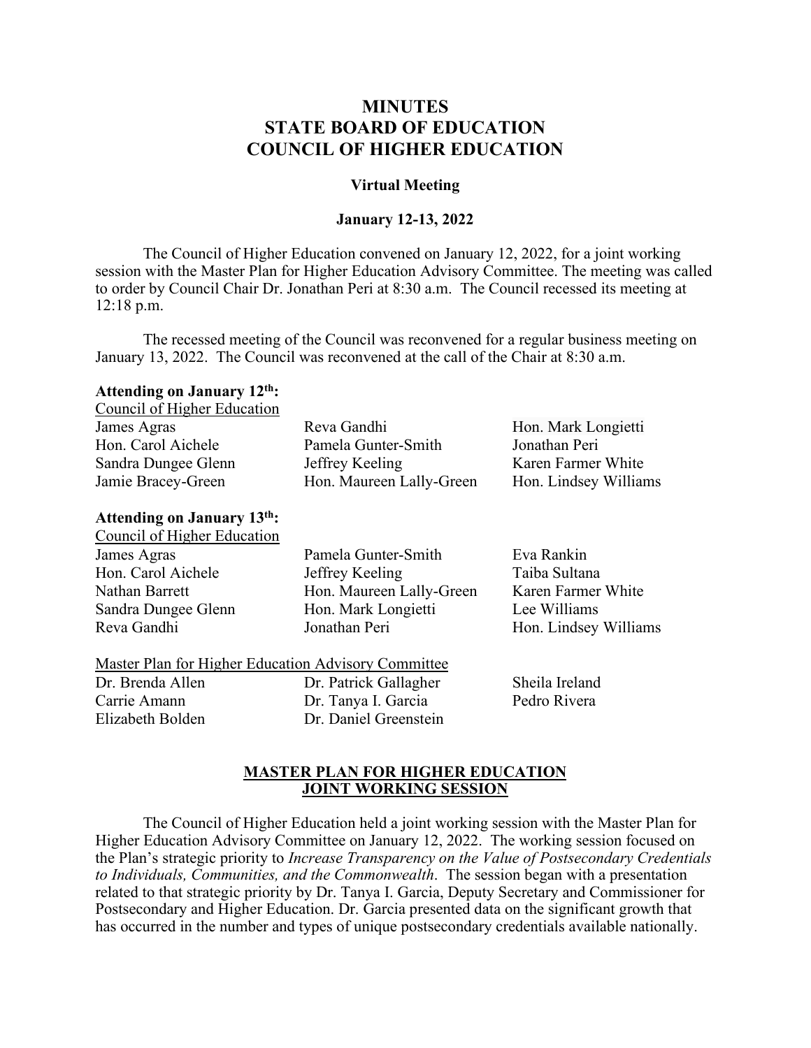# MINUTES
# STATE BOARD OF EDUCATION
# COUNCIL OF HIGHER EDUCATION

**Virtual Meeting**

**January 12-13, 2022**

The Council of Higher Education convened on January 12, 2022, for a joint working session with the Master Plan for Higher Education Advisory Committee. The meeting was called to order by Council Chair Dr. Jonathan Peri at 8:30 a.m. The Council recessed its meeting at 12:18 p.m.

The recessed meeting of the Council was reconvened for a regular business meeting on January 13, 2022. The Council was reconvened at the call of the Chair at 8:30 a.m.

**Attending on January 12th:**

Council of Higher Education

| | | |
|---|---|---|
| James Agras | Reva Gandhi | Hon. Mark Longietti |
| Hon. Carol Aichele | Pamela Gunter-Smith | Jonathan Peri |
| Sandra Dungee Glenn | Jeffrey Keeling | Karen Farmer White |
| Jamie Bracey-Green | Hon. Maureen Lally-Green | Hon. Lindsey Williams |

**Attending on January 13th:**

Council of Higher Education

| | | |
|---|---|---|
| James Agras | Pamela Gunter-Smith | Eva Rankin |
| Hon. Carol Aichele | Jeffrey Keeling | Taiba Sultana |
| Nathan Barrett | Hon. Maureen Lally-Green | Karen Farmer White |
| Sandra Dungee Glenn | Hon. Mark Longietti | Lee Williams |
| Reva Gandhi | Jonathan Peri | Hon. Lindsey Williams |

Master Plan for Higher Education Advisory Committee

| | | |
|---|---|---|
| Dr. Brenda Allen | Dr. Patrick Gallagher | Sheila Ireland |
| Carrie Amann | Dr. Tanya I. Garcia | Pedro Rivera |
| Elizabeth Bolden | Dr. Daniel Greenstein | |

## MASTER PLAN FOR HIGHER EDUCATION JOINT WORKING SESSION

The Council of Higher Education held a joint working session with the Master Plan for Higher Education Advisory Committee on January 12, 2022. The working session focused on the Plan's strategic priority to *Increase Transparency on the Value of Postsecondary Credentials to Individuals, Communities, and the Commonwealth*. The session began with a presentation related to that strategic priority by Dr. Tanya I. Garcia, Deputy Secretary and Commissioner for Postsecondary and Higher Education. Dr. Garcia presented data on the significant growth that has occurred in the number and types of unique postsecondary credentials available nationally.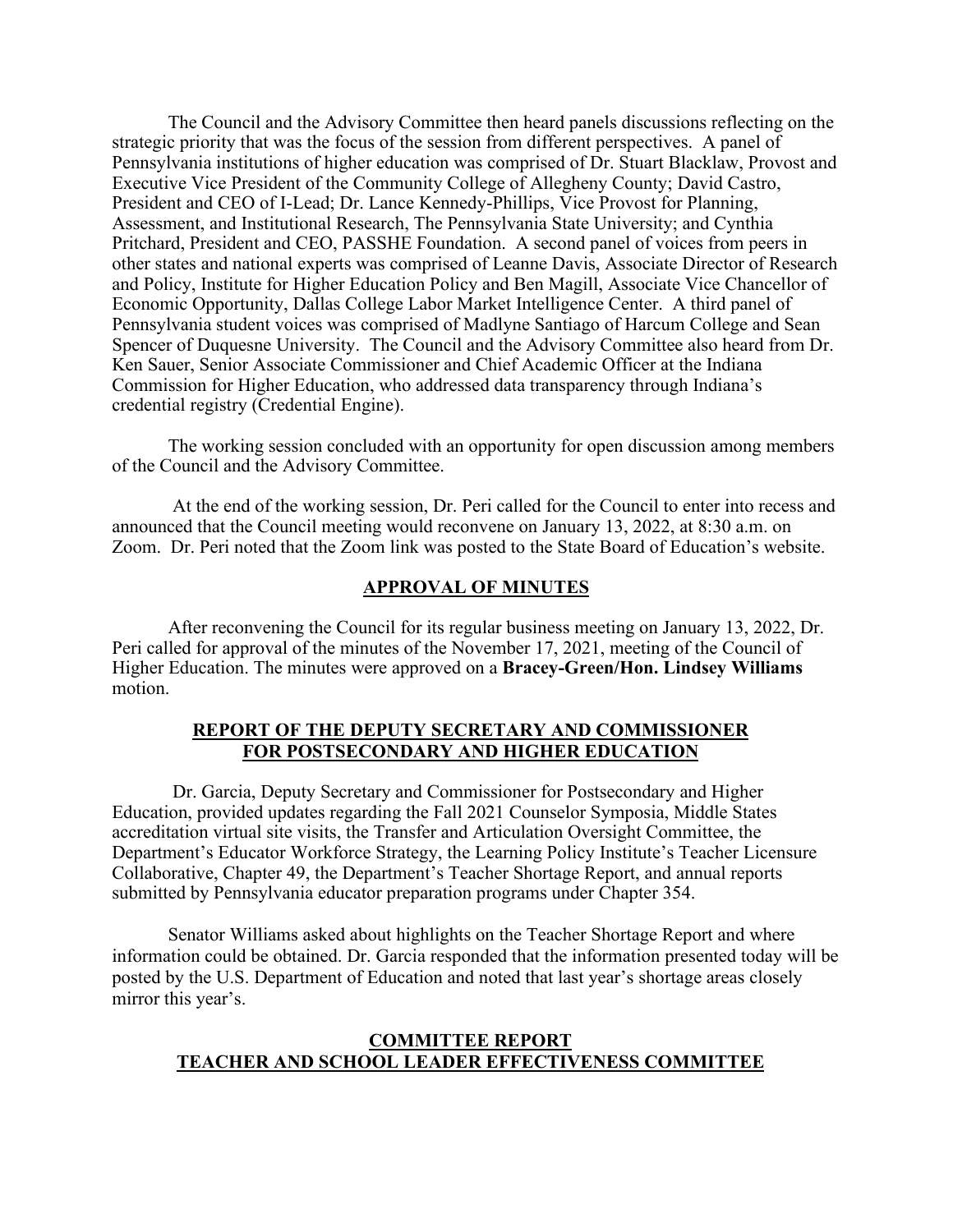The Council and the Advisory Committee then heard panels discussions reflecting on the strategic priority that was the focus of the session from different perspectives. A panel of Pennsylvania institutions of higher education was comprised of Dr. Stuart Blacklaw, Provost and Executive Vice President of the Community College of Allegheny County; David Castro, President and CEO of I-Lead; Dr. Lance Kennedy-Phillips, Vice Provost for Planning, Assessment, and Institutional Research, The Pennsylvania State University; and Cynthia Pritchard, President and CEO, PASSHE Foundation. A second panel of voices from peers in other states and national experts was comprised of Leanne Davis, Associate Director of Research and Policy, Institute for Higher Education Policy and Ben Magill, Associate Vice Chancellor of Economic Opportunity, Dallas College Labor Market Intelligence Center. A third panel of Pennsylvania student voices was comprised of Madlyne Santiago of Harcum College and Sean Spencer of Duquesne University. The Council and the Advisory Committee also heard from Dr. Ken Sauer, Senior Associate Commissioner and Chief Academic Officer at the Indiana Commission for Higher Education, who addressed data transparency through Indiana's credential registry (Credential Engine).

The working session concluded with an opportunity for open discussion among members of the Council and the Advisory Committee.

At the end of the working session, Dr. Peri called for the Council to enter into recess and announced that the Council meeting would reconvene on January 13, 2022, at 8:30 a.m. on Zoom. Dr. Peri noted that the Zoom link was posted to the State Board of Education's website.

## APPROVAL OF MINUTES

After reconvening the Council for its regular business meeting on January 13, 2022, Dr. Peri called for approval of the minutes of the November 17, 2021, meeting of the Council of Higher Education. The minutes were approved on a **Bracey-Green/Hon. Lindsey Williams** motion.

## REPORT OF THE DEPUTY SECRETARY AND COMMISSIONER FOR POSTSECONDARY AND HIGHER EDUCATION

Dr. Garcia, Deputy Secretary and Commissioner for Postsecondary and Higher Education, provided updates regarding the Fall 2021 Counselor Symposia, Middle States accreditation virtual site visits, the Transfer and Articulation Oversight Committee, the Department's Educator Workforce Strategy, the Learning Policy Institute's Teacher Licensure Collaborative, Chapter 49, the Department's Teacher Shortage Report, and annual reports submitted by Pennsylvania educator preparation programs under Chapter 354.

Senator Williams asked about highlights on the Teacher Shortage Report and where information could be obtained. Dr. Garcia responded that the information presented today will be posted by the U.S. Department of Education and noted that last year's shortage areas closely mirror this year's.

## COMMITTEE REPORT TEACHER AND SCHOOL LEADER EFFECTIVENESS COMMITTEE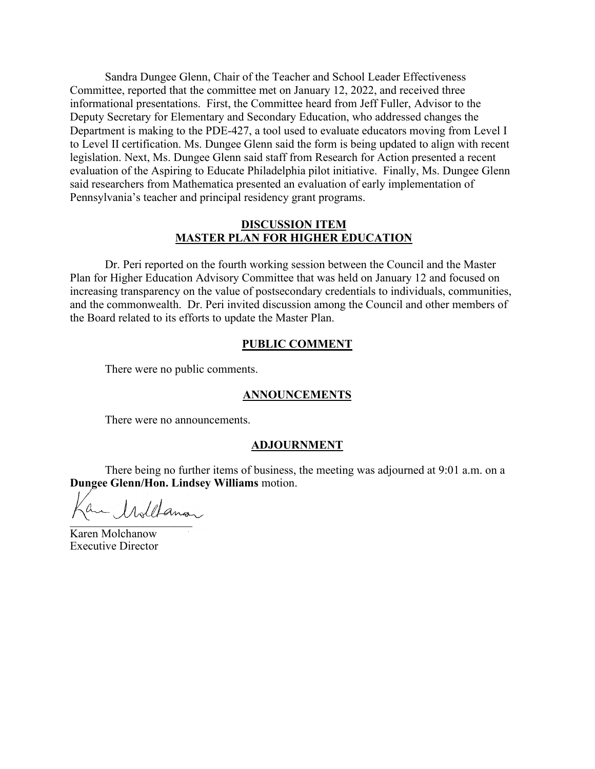Sandra Dungee Glenn, Chair of the Teacher and School Leader Effectiveness Committee, reported that the committee met on January 12, 2022, and received three informational presentations. First, the Committee heard from Jeff Fuller, Advisor to the Deputy Secretary for Elementary and Secondary Education, who addressed changes the Department is making to the PDE-427, a tool used to evaluate educators moving from Level I to Level II certification. Ms. Dungee Glenn said the form is being updated to align with recent legislation. Next, Ms. Dungee Glenn said staff from Research for Action presented a recent evaluation of the Aspiring to Educate Philadelphia pilot initiative. Finally, Ms. Dungee Glenn said researchers from Mathematica presented an evaluation of early implementation of Pennsylvania's teacher and principal residency grant programs.

## DISCUSSION ITEM
## MASTER PLAN FOR HIGHER EDUCATION

Dr. Peri reported on the fourth working session between the Council and the Master Plan for Higher Education Advisory Committee that was held on January 12 and focused on increasing transparency on the value of postsecondary credentials to individuals, communities, and the commonwealth. Dr. Peri invited discussion among the Council and other members of the Board related to its efforts to update the Master Plan.

## PUBLIC COMMENT

There were no public comments.

## ANNOUNCEMENTS

There were no announcements.

## ADJOURNMENT

There being no further items of business, the meeting was adjourned at 9:01 a.m. on a **Dungee Glenn/Hon. Lindsey Williams** motion.

Karen Molchanow
Executive Director